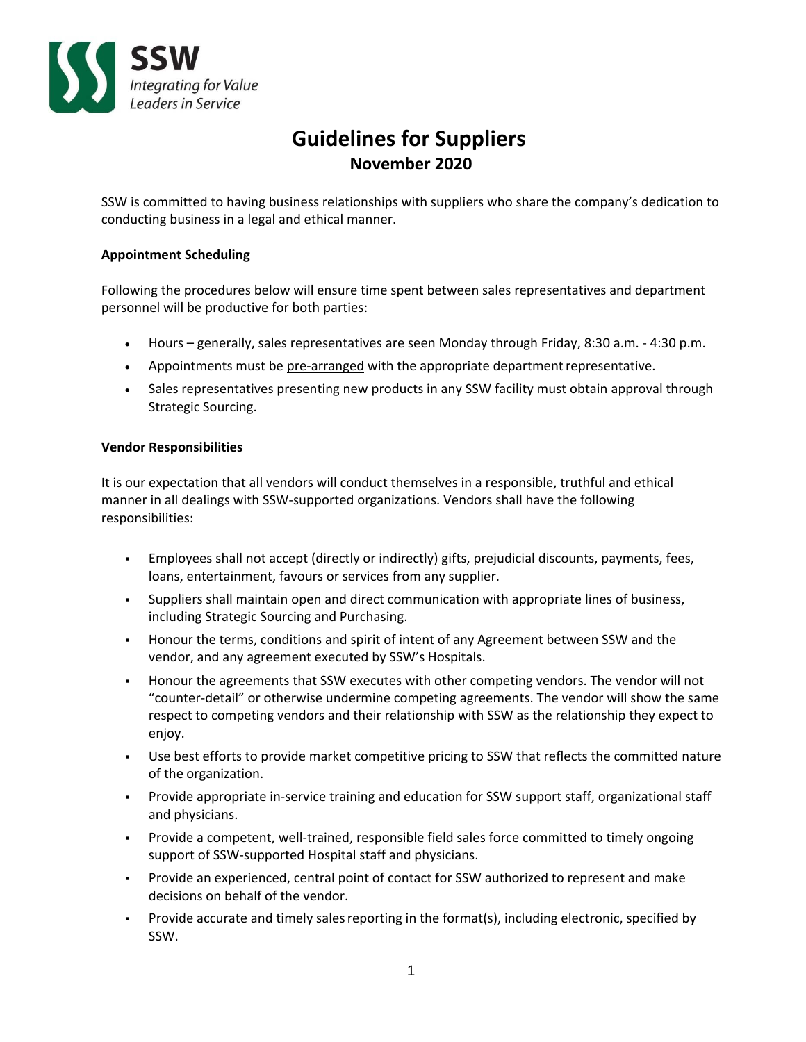**SSW**
*Integrating for Value*
*Leaders in Service*

# Guidelines for Suppliers

## November 2020

SSW is committed to having business relationships with suppliers who share the company's dedication to conducting business in a legal and ethical manner.

### Appointment Scheduling

Following the procedures below will ensure time spent between sales representatives and department personnel will be productive for both parties:

- Hours – generally, sales representatives are seen Monday through Friday, 8:30 a.m. - 4:30 p.m.
- Appointments must be pre-arranged with the appropriate department representative.
- Sales representatives presenting new products in any SSW facility must obtain approval through Strategic Sourcing.

### Vendor Responsibilities

It is our expectation that all vendors will conduct themselves in a responsible, truthful and ethical manner in all dealings with SSW-supported organizations. Vendors shall have the following responsibilities:

- Employees shall not accept (directly or indirectly) gifts, prejudicial discounts, payments, fees, loans, entertainment, favours or services from any supplier.
- Suppliers shall maintain open and direct communication with appropriate lines of business, including Strategic Sourcing and Purchasing.
- Honour the terms, conditions and spirit of intent of any Agreement between SSW and the vendor, and any agreement executed by SSW's Hospitals.
- Honour the agreements that SSW executes with other competing vendors. The vendor will not "counter-detail" or otherwise undermine competing agreements. The vendor will show the same respect to competing vendors and their relationship with SSW as the relationship they expect to enjoy.
- Use best efforts to provide market competitive pricing to SSW that reflects the committed nature of the organization.
- Provide appropriate in-service training and education for SSW support staff, organizational staff and physicians.
- Provide a competent, well-trained, responsible field sales force committed to timely ongoing support of SSW-supported Hospital staff and physicians.
- Provide an experienced, central point of contact for SSW authorized to represent and make decisions on behalf of the vendor.
- Provide accurate and timely sales reporting in the format(s), including electronic, specified by SSW.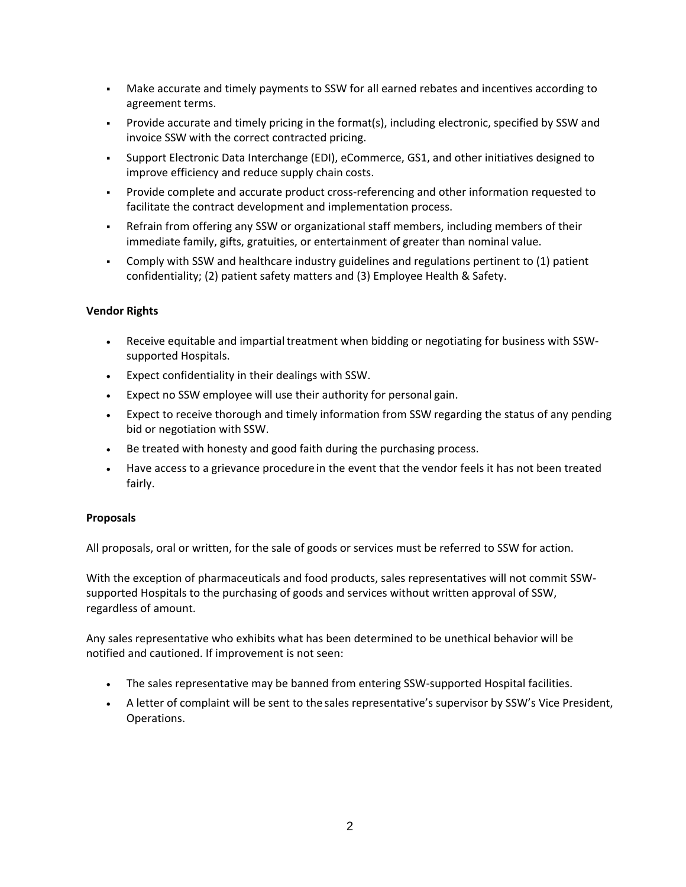- Make accurate and timely payments to SSW for all earned rebates and incentives according to agreement terms.
- Provide accurate and timely pricing in the format(s), including electronic, specified by SSW and invoice SSW with the correct contracted pricing.
- Support Electronic Data Interchange (EDI), eCommerce, GS1, and other initiatives designed to improve efficiency and reduce supply chain costs.
- Provide complete and accurate product cross-referencing and other information requested to facilitate the contract development and implementation process.
- Refrain from offering any SSW or organizational staff members, including members of their immediate family, gifts, gratuities, or entertainment of greater than nominal value.
- Comply with SSW and healthcare industry guidelines and regulations pertinent to (1) patient confidentiality; (2) patient safety matters and (3) Employee Health & Safety.

**Vendor Rights**

- Receive equitable and impartial treatment when bidding or negotiating for business with SSW-supported Hospitals.
- Expect confidentiality in their dealings with SSW.
- Expect no SSW employee will use their authority for personal gain.
- Expect to receive thorough and timely information from SSW regarding the status of any pending bid or negotiation with SSW.
- Be treated with honesty and good faith during the purchasing process.
- Have access to a grievance procedure in the event that the vendor feels it has not been treated fairly.

**Proposals**

All proposals, oral or written, for the sale of goods or services must be referred to SSW for action.

With the exception of pharmaceuticals and food products, sales representatives will not commit SSW-supported Hospitals to the purchasing of goods and services without written approval of SSW, regardless of amount.

Any sales representative who exhibits what has been determined to be unethical behavior will be notified and cautioned. If improvement is not seen:

- The sales representative may be banned from entering SSW-supported Hospital facilities.
- A letter of complaint will be sent to the sales representative's supervisor by SSW's Vice President, Operations.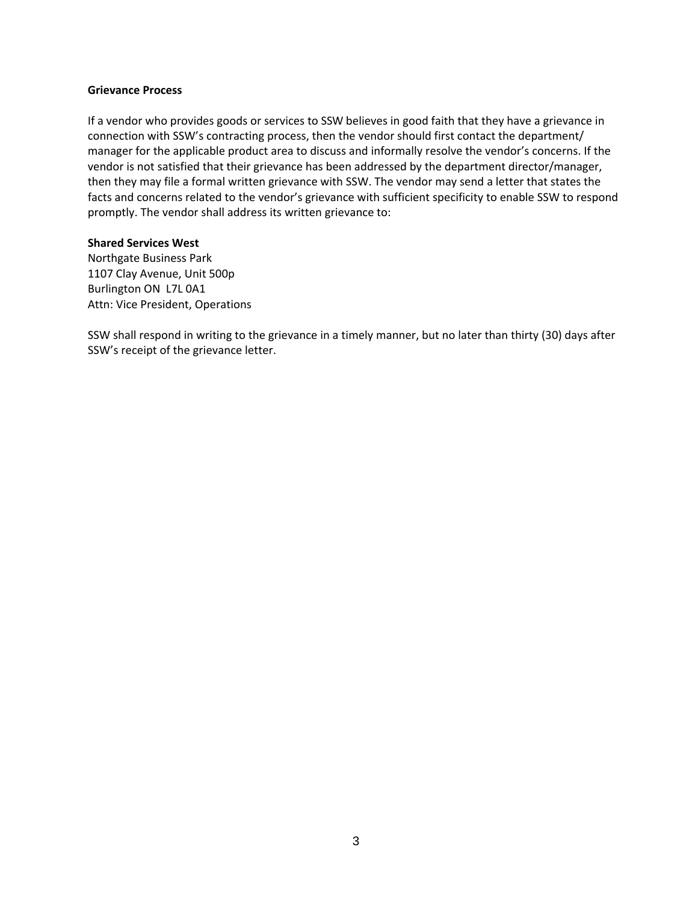**Grievance Process**

If a vendor who provides goods or services to SSW believes in good faith that they have a grievance in connection with SSW's contracting process, then the vendor should first contact the department/ manager for the applicable product area to discuss and informally resolve the vendor's concerns. If the vendor is not satisfied that their grievance has been addressed by the department director/manager, then they may file a formal written grievance with SSW. The vendor may send a letter that states the facts and concerns related to the vendor's grievance with sufficient specificity to enable SSW to respond promptly. The vendor shall address its written grievance to:

**Shared Services West**
Northgate Business Park
1107 Clay Avenue, Unit 500p
Burlington ON  L7L 0A1
Attn: Vice President, Operations

SSW shall respond in writing to the grievance in a timely manner, but no later than thirty (30) days after SSW's receipt of the grievance letter.